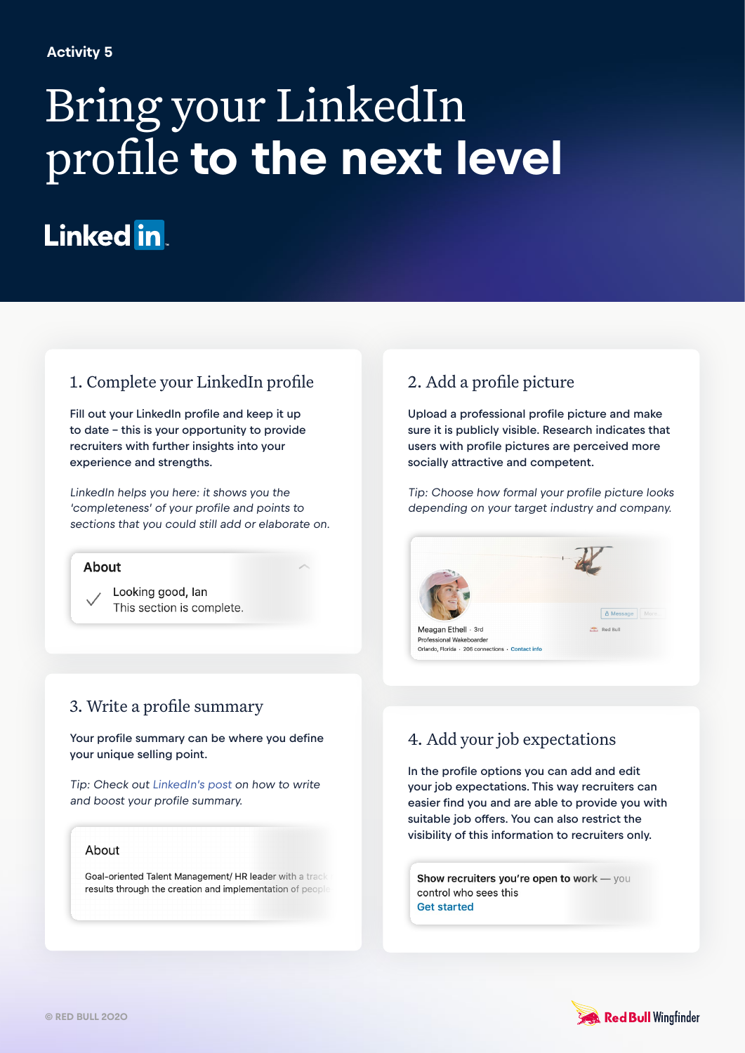Activity 5

# Bring your LinkedIn profile **to the next level**

LinkedIn

## 1. Complete your LinkedIn profile

Fill out your LinkedIn profile and keep it up to date – this is your opportunity to provide recruiters with further insights into your experience and strengths.

*LinkedIn helps you here: it shows you the 'completeness' of your profile and points to sections that you could still add or elaborate on.*

About

Looking good, Ian
This section is complete.

## 2. Add a profile picture

Upload a professional profile picture and make sure it is publicly visible. Research indicates that users with profile pictures are perceived more socially attractive and competent.

*Tip: Choose how formal your profile picture looks depending on your target industry and company.*

Meagan Ethell · 3rd
Professional Wakeboarder
Orlando, Florida · 206 connections · Contact info

## 3. Write a profile summary

Your profile summary can be where you define your unique selling point.

*Tip: Check out LinkedIn's post on how to write and boost your profile summary.*

About

Goal-oriented Talent Management/ HR leader with a track
results through the creation and implementation of people

## 4. Add your job expectations

In the profile options you can add and edit your job expectations. This way recruiters can easier find you and are able to provide you with suitable job offers. You can also restrict the visibility of this information to recruiters only.

**Show recruiters you're open to work** — you control who sees this
Get started

© RED BULL 2020

Red Bull Wingfinder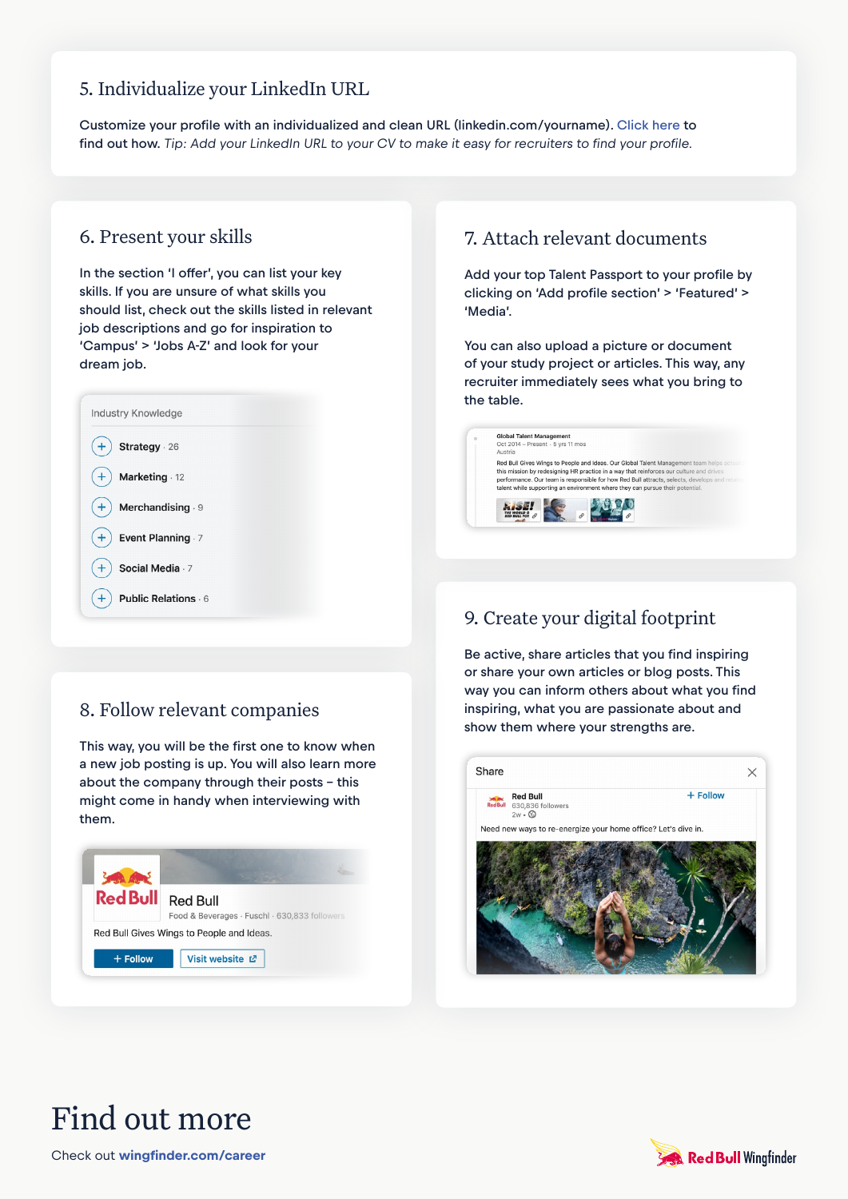## 5. Individualize your LinkedIn URL

Customize your profile with an individualized and clean URL (linkedin.com/yourname). Click here to find out how. *Tip: Add your LinkedIn URL to your CV to make it easy for recruiters to find your profile.*

## 6. Present your skills

In the section 'I offer', you can list your key skills. If you are unsure of what skills you should list, check out the skills listed in relevant job descriptions and go for inspiration to 'Campus' > 'Jobs A-Z' and look for your dream job.

Industry Knowledge

- Strategy · 26
- Marketing · 12
- Merchandising · 9
- Event Planning · 7
- Social Media · 7
- Public Relations · 6

## 7. Attach relevant documents

Add your top Talent Passport to your profile by clicking on 'Add profile section' > 'Featured' > 'Media'.

You can also upload a picture or document of your study project or articles. This way, any recruiter immediately sees what you bring to the table.

## 8. Follow relevant companies

This way, you will be the first one to know when a new job posting is up. You will also learn more about the company through their posts – this might come in handy when interviewing with them.

Red Bull
Food & Beverages · Fuschl · 630,833 followers
Red Bull Gives Wings to People and Ideas.
+ Follow | Visit website

## 9. Create your digital footprint

Be active, share articles that you find inspiring or share your own articles or blog posts. This way you can inform others about what you find inspiring, what you are passionate about and show them where your strengths are.

Share
Red Bull
630,836 followers
2w
+ Follow
Need new ways to re-energize your home office? Let's dive in.

# Find out more

Check out **wingfinder.com/career**

Red Bull Wingfinder